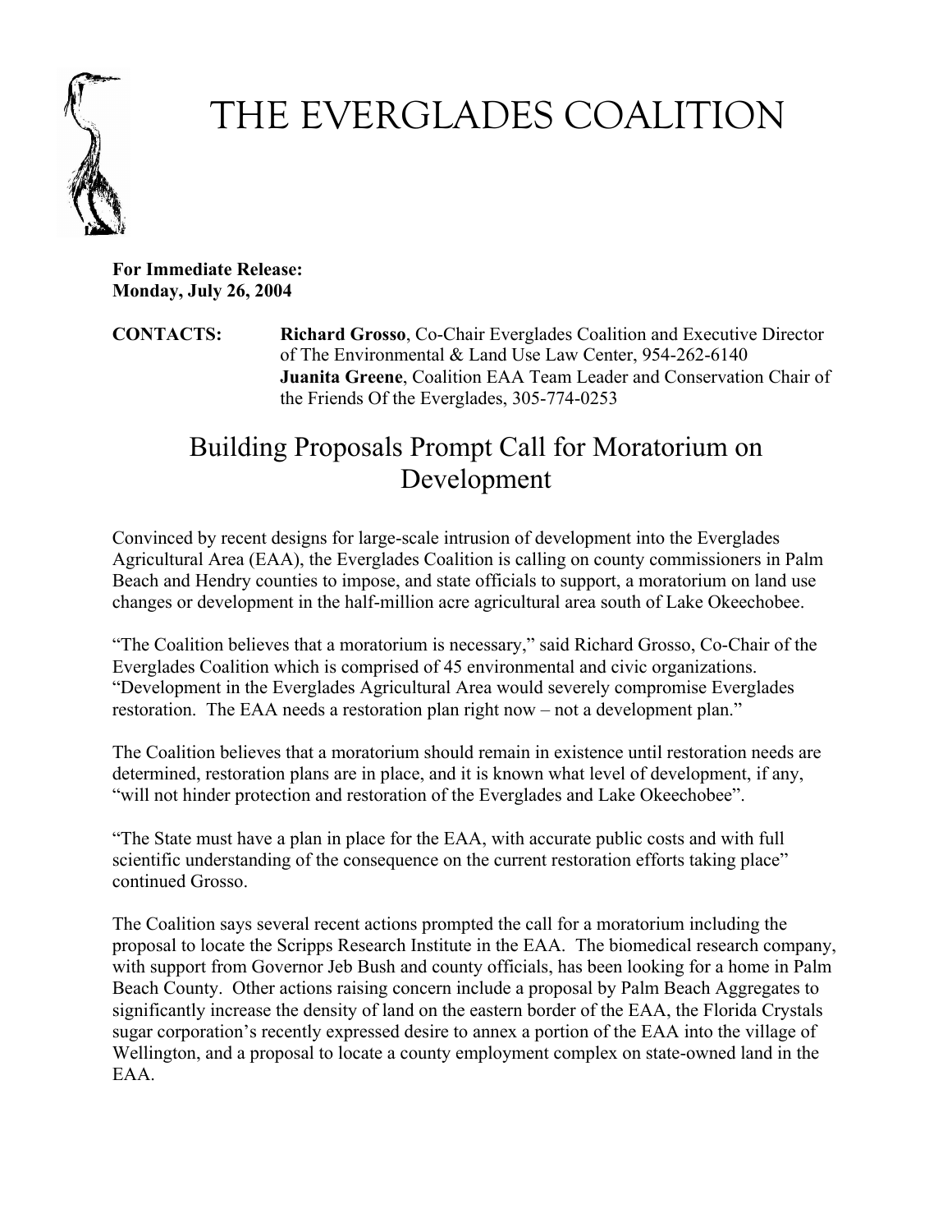# THE EVERGLADES COALITION

**For Immediate Release:**
**Monday, July 26, 2004**

**CONTACTS:** **Richard Grosso**, Co-Chair Everglades Coalition and Executive Director of The Environmental & Land Use Law Center, 954-262-6140
**Juanita Greene**, Coalition EAA Team Leader and Conservation Chair of the Friends Of the Everglades, 305-774-0253

## Building Proposals Prompt Call for Moratorium on Development

Convinced by recent designs for large-scale intrusion of development into the Everglades Agricultural Area (EAA), the Everglades Coalition is calling on county commissioners in Palm Beach and Hendry counties to impose, and state officials to support, a moratorium on land use changes or development in the half-million acre agricultural area south of Lake Okeechobee.

"The Coalition believes that a moratorium is necessary," said Richard Grosso, Co-Chair of the Everglades Coalition which is comprised of 45 environmental and civic organizations. "Development in the Everglades Agricultural Area would severely compromise Everglades restoration. The EAA needs a restoration plan right now – not a development plan."

The Coalition believes that a moratorium should remain in existence until restoration needs are determined, restoration plans are in place, and it is known what level of development, if any, "will not hinder protection and restoration of the Everglades and Lake Okeechobee".

"The State must have a plan in place for the EAA, with accurate public costs and with full scientific understanding of the consequence on the current restoration efforts taking place" continued Grosso.

The Coalition says several recent actions prompted the call for a moratorium including the proposal to locate the Scripps Research Institute in the EAA. The biomedical research company, with support from Governor Jeb Bush and county officials, has been looking for a home in Palm Beach County. Other actions raising concern include a proposal by Palm Beach Aggregates to significantly increase the density of land on the eastern border of the EAA, the Florida Crystals sugar corporation's recently expressed desire to annex a portion of the EAA into the village of Wellington, and a proposal to locate a county employment complex on state-owned land in the EAA.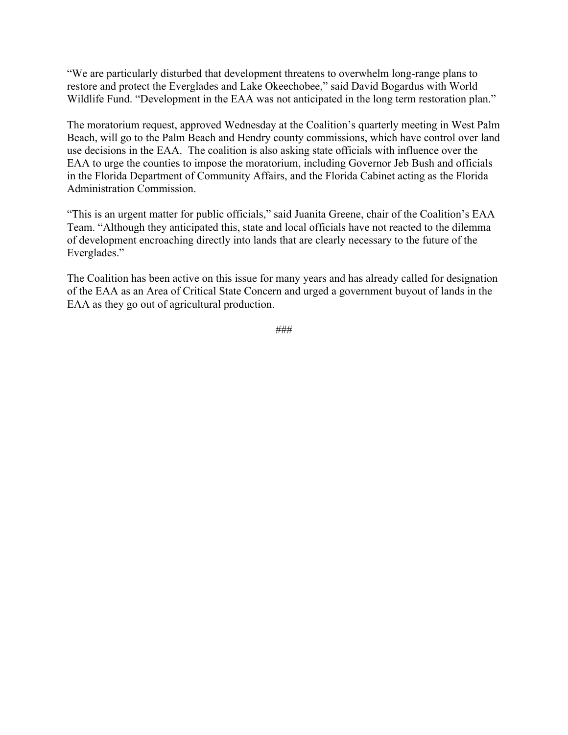"We are particularly disturbed that development threatens to overwhelm long-range plans to restore and protect the Everglades and Lake Okeechobee," said David Bogardus with World Wildlife Fund. "Development in the EAA was not anticipated in the long term restoration plan."

The moratorium request, approved Wednesday at the Coalition's quarterly meeting in West Palm Beach, will go to the Palm Beach and Hendry county commissions, which have control over land use decisions in the EAA. The coalition is also asking state officials with influence over the EAA to urge the counties to impose the moratorium, including Governor Jeb Bush and officials in the Florida Department of Community Affairs, and the Florida Cabinet acting as the Florida Administration Commission.

"This is an urgent matter for public officials," said Juanita Greene, chair of the Coalition's EAA Team. "Although they anticipated this, state and local officials have not reacted to the dilemma of development encroaching directly into lands that are clearly necessary to the future of the Everglades."

The Coalition has been active on this issue for many years and has already called for designation of the EAA as an Area of Critical State Concern and urged a government buyout of lands in the EAA as they go out of agricultural production.

###